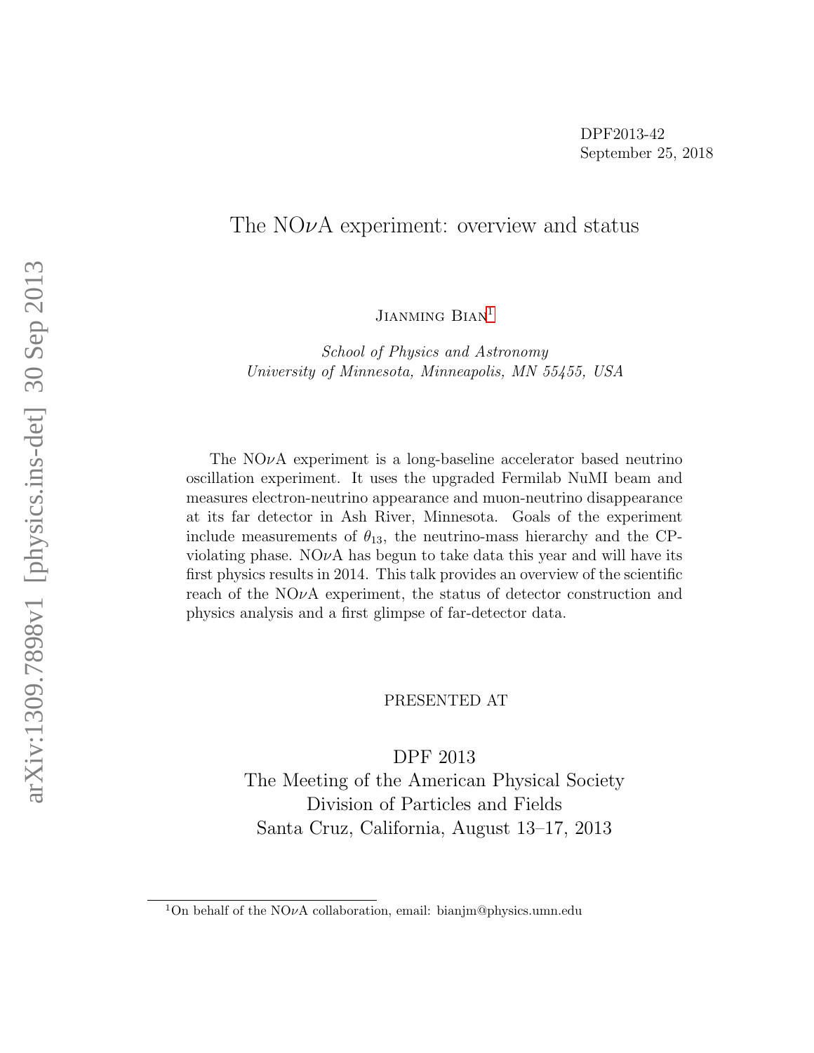DPF2013-42
September 25, 2018

# The NO$\nu$A experiment: overview and status

Jianming Bian[1]

*School of Physics and Astronomy*
*University of Minnesota, Minneapolis, MN 55455, USA*

The NO$\nu$A experiment is a long-baseline accelerator based neutrino oscillation experiment. It uses the upgraded Fermilab NuMI beam and measures electron-neutrino appearance and muon-neutrino disappearance at its far detector in Ash River, Minnesota. Goals of the experiment include measurements of $\theta_{13}$, the neutrino-mass hierarchy and the CP-violating phase. NO$\nu$A has begun to take data this year and will have its first physics results in 2014. This talk provides an overview of the scientific reach of the NO$\nu$A experiment, the status of detector construction and physics analysis and a first glimpse of far-detector data.

PRESENTED AT

DPF 2013
The Meeting of the American Physical Society
Division of Particles and Fields
Santa Cruz, California, August 13–17, 2013

[1] On behalf of the NO$\nu$A collaboration, email: bianjm@physics.umn.edu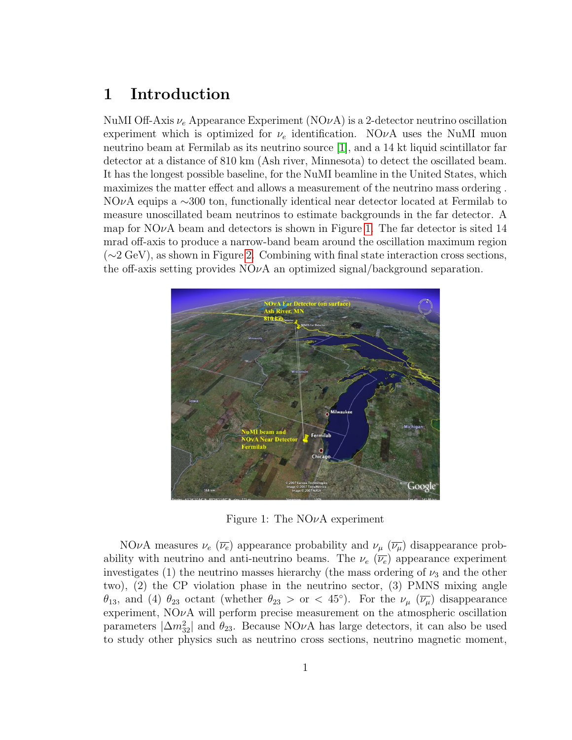# 1 Introduction

NuMI Off-Axis $\nu_e$ Appearance Experiment (NO$\nu$A) is a 2-detector neutrino oscillation experiment which is optimized for $\nu_e$ identification. NO$\nu$A uses the NuMI muon neutrino beam at Fermilab as its neutrino source [1], and a 14 kt liquid scintillator far detector at a distance of 810 km (Ash river, Minnesota) to detect the oscillated beam. It has the longest possible baseline, for the NuMI beamline in the United States, which maximizes the matter effect and allows a measurement of the neutrino mass ordering . NO$\nu$A equips a ∼300 ton, functionally identical near detector located at Fermilab to measure unoscillated beam neutrinos to estimate backgrounds in the far detector. A map for NO$\nu$A beam and detectors is shown in Figure 1. The far detector is sited 14 mrad off-axis to produce a narrow-band beam around the oscillation maximum region (∼2 GeV), as shown in Figure 2. Combining with final state interaction cross sections, the off-axis setting provides NO$\nu$A an optimized signal/background separation.

Figure 1: The NO$\nu$A experiment

NO$\nu$A measures $\nu_e$ ($\overline{\nu_e}$) appearance probability and $\nu_\mu$ ($\overline{\nu_\mu}$) disappearance probability with neutrino and anti-neutrino beams. The $\nu_e$ ($\overline{\nu_e}$) appearance experiment investigates (1) the neutrino masses hierarchy (the mass ordering of $\nu_3$ and the other two), (2) the CP violation phase in the neutrino sector, (3) PMNS mixing angle $\theta_{13}$, and (4) $\theta_{23}$ octant (whether $\theta_{23} >$ or $< 45°$). For the $\nu_\mu$ ($\overline{\nu_\mu}$) disappearance experiment, NO$\nu$A will perform precise measurement on the atmospheric oscillation parameters $|\Delta m^2_{32}|$ and $\theta_{23}$. Because NO$\nu$A has large detectors, it can also be used to study other physics such as neutrino cross sections, neutrino magnetic moment,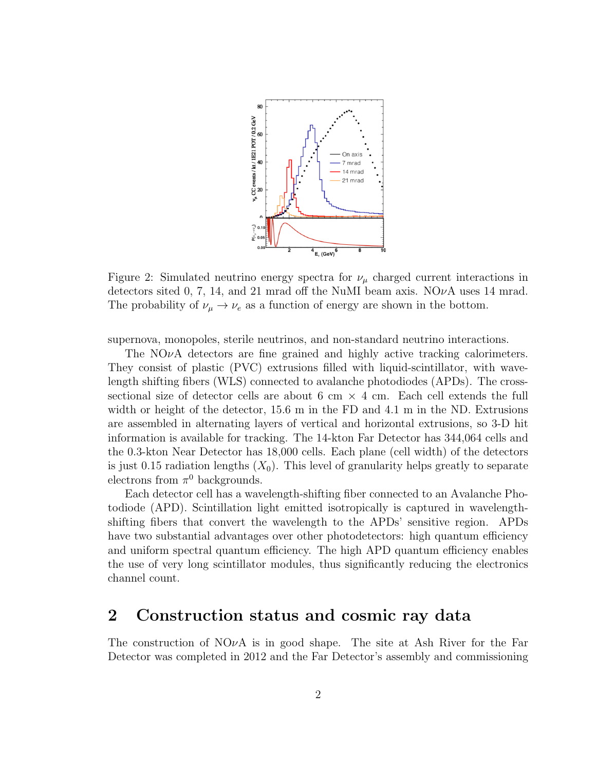Figure 2: Simulated neutrino energy spectra for $\nu_\mu$ charged current interactions in detectors sited 0, 7, 14, and 21 mrad off the NuMI beam axis. NO$\nu$A uses 14 mrad. The probability of $\nu_\mu \rightarrow \nu_e$ as a function of energy are shown in the bottom.

supernova, monopoles, sterile neutrinos, and non-standard neutrino interactions.

The NO$\nu$A detectors are fine grained and highly active tracking calorimeters. They consist of plastic (PVC) extrusions filled with liquid-scintillator, with wavelength shifting fibers (WLS) connected to avalanche photodiodes (APDs). The cross-sectional size of detector cells are about 6 cm × 4 cm. Each cell extends the full width or height of the detector, 15.6 m in the FD and 4.1 m in the ND. Extrusions are assembled in alternating layers of vertical and horizontal extrusions, so 3-D hit information is available for tracking. The 14-kton Far Detector has 344,064 cells and the 0.3-kton Near Detector has 18,000 cells. Each plane (cell width) of the detectors is just 0.15 radiation lengths ($X_0$). This level of granularity helps greatly to separate electrons from $\pi^0$ backgrounds.

Each detector cell has a wavelength-shifting fiber connected to an Avalanche Photodiode (APD). Scintillation light emitted isotropically is captured in wavelength-shifting fibers that convert the wavelength to the APDs' sensitive region. APDs have two substantial advantages over other photodetectors: high quantum efficiency and uniform spectral quantum efficiency. The high APD quantum efficiency enables the use of very long scintillator modules, thus significantly reducing the electronics channel count.

## 2 Construction status and cosmic ray data

The construction of NO$\nu$A is in good shape. The site at Ash River for the Far Detector was completed in 2012 and the Far Detector's assembly and commissioning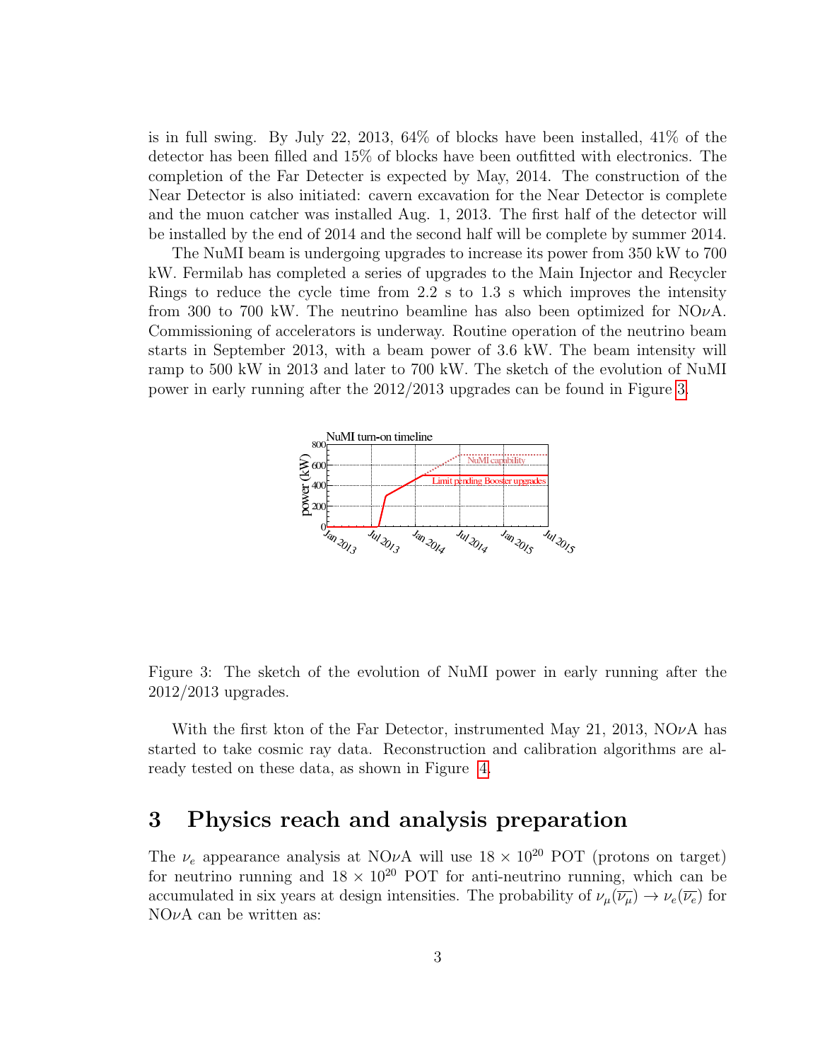is in full swing. By July 22, 2013, 64% of blocks have been installed, 41% of the detector has been filled and 15% of blocks have been outfitted with electronics. The completion of the Far Detecter is expected by May, 2014. The construction of the Near Detector is also initiated: cavern excavation for the Near Detector is complete and the muon catcher was installed Aug. 1, 2013. The first half of the detector will be installed by the end of 2014 and the second half will be complete by summer 2014.

The NuMI beam is undergoing upgrades to increase its power from 350 kW to 700 kW. Fermilab has completed a series of upgrades to the Main Injector and Recycler Rings to reduce the cycle time from 2.2 s to 1.3 s which improves the intensity from 300 to 700 kW. The neutrino beamline has also been optimized for NO$\nu$A. Commissioning of accelerators is underway. Routine operation of the neutrino beam starts in September 2013, with a beam power of 3.6 kW. The beam intensity will ramp to 500 kW in 2013 and later to 700 kW. The sketch of the evolution of NuMI power in early running after the 2012/2013 upgrades can be found in Figure 3.

Figure 3: The sketch of the evolution of NuMI power in early running after the 2012/2013 upgrades.

With the first kton of the Far Detector, instrumented May 21, 2013, NO$\nu$A has started to take cosmic ray data. Reconstruction and calibration algorithms are already tested on these data, as shown in Figure 4.

# 3 Physics reach and analysis preparation

The $\nu_e$ appearance analysis at NO$\nu$A will use $18 \times 10^{20}$ POT (protons on target) for neutrino running and $18 \times 10^{20}$ POT for anti-neutrino running, which can be accumulated in six years at design intensities. The probability of $\nu_\mu(\overline{\nu_\mu}) \to \nu_e(\overline{\nu_e})$ for NO$\nu$A can be written as: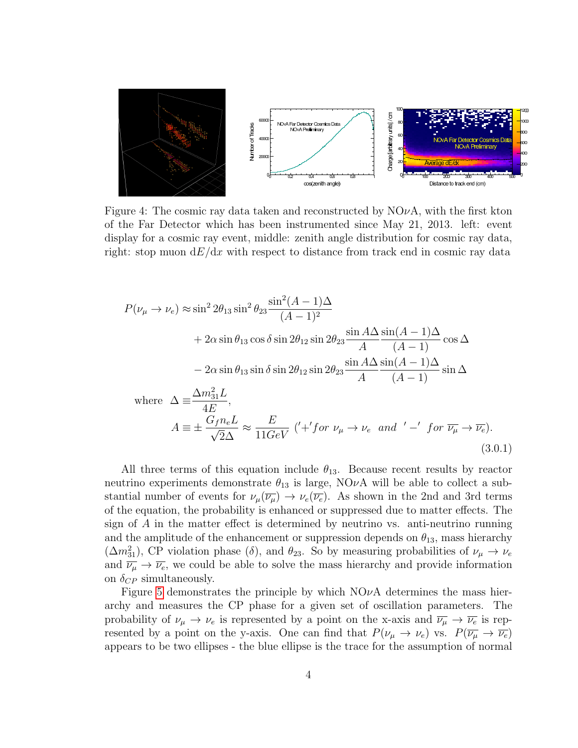Figure 4: The cosmic ray data taken and reconstructed by NO$\nu$A, with the first kton of the Far Detector which has been instrumented since May 21, 2013. left: event display for a cosmic ray event, middle: zenith angle distribution for cosmic ray data, right: stop muon $\mathrm{d}E/\mathrm{d}x$ with respect to distance from track end in cosmic ray data

$$
\begin{aligned}
P(\nu_\mu \to \nu_e) \approx & \sin^2 2\theta_{13} \sin^2 \theta_{23} \frac{\sin^2 (A-1)\Delta}{(A-1)^2} \\
& + 2\alpha \sin\theta_{13} \cos\delta \sin 2\theta_{12} \sin 2\theta_{23} \frac{\sin A\Delta}{A} \frac{\sin(A-1)\Delta}{(A-1)} \cos\Delta \\
& - 2\alpha \sin\theta_{13} \sin\delta \sin 2\theta_{12} \sin 2\theta_{23} \frac{\sin A\Delta}{A} \frac{\sin(A-1)\Delta}{(A-1)} \sin\Delta \\
\text{where} \quad \Delta \equiv & \frac{\Delta m^2_{31} L}{4E}, \\
A \equiv & \pm \frac{G_f n_e L}{\sqrt{2}\Delta} \approx \frac{E}{11GeV} \; ('+' for \; \nu_\mu \to \nu_e \;\; and \;\; '-' \;\; for \; \overline{\nu_\mu} \to \overline{\nu_e}).
\end{aligned}
\tag{3.0.1}
$$

All three terms of this equation include $\theta_{13}$. Because recent results by reactor neutrino experiments demonstrate $\theta_{13}$ is large, NO$\nu$A will be able to collect a substantial number of events for $\nu_\mu(\overline{\nu_\mu}) \to \nu_e(\overline{\nu_e})$. As shown in the 2nd and 3rd terms of the equation, the probability is enhanced or suppressed due to matter effects. The sign of $A$ in the matter effect is determined by neutrino vs. anti-neutrino running and the amplitude of the enhancement or suppression depends on $\theta_{13}$, mass hierarchy ($\Delta m^2_{31}$), CP violation phase ($\delta$), and $\theta_{23}$. So by measuring probabilities of $\nu_\mu \to \nu_e$ and $\overline{\nu_\mu} \to \overline{\nu_e}$, we could be able to solve the mass hierarchy and provide information on $\delta_{CP}$ simultaneously.

Figure 5 demonstrates the principle by which NO$\nu$A determines the mass hierarchy and measures the CP phase for a given set of oscillation parameters. The probability of $\nu_\mu \to \nu_e$ is represented by a point on the x-axis and $\overline{\nu_\mu} \to \overline{\nu_e}$ is represented by a point on the y-axis. One can find that $P(\nu_\mu \to \nu_e)$ vs. $P(\overline{\nu_\mu} \to \overline{\nu_e})$ appears to be two ellipses - the blue ellipse is the trace for the assumption of normal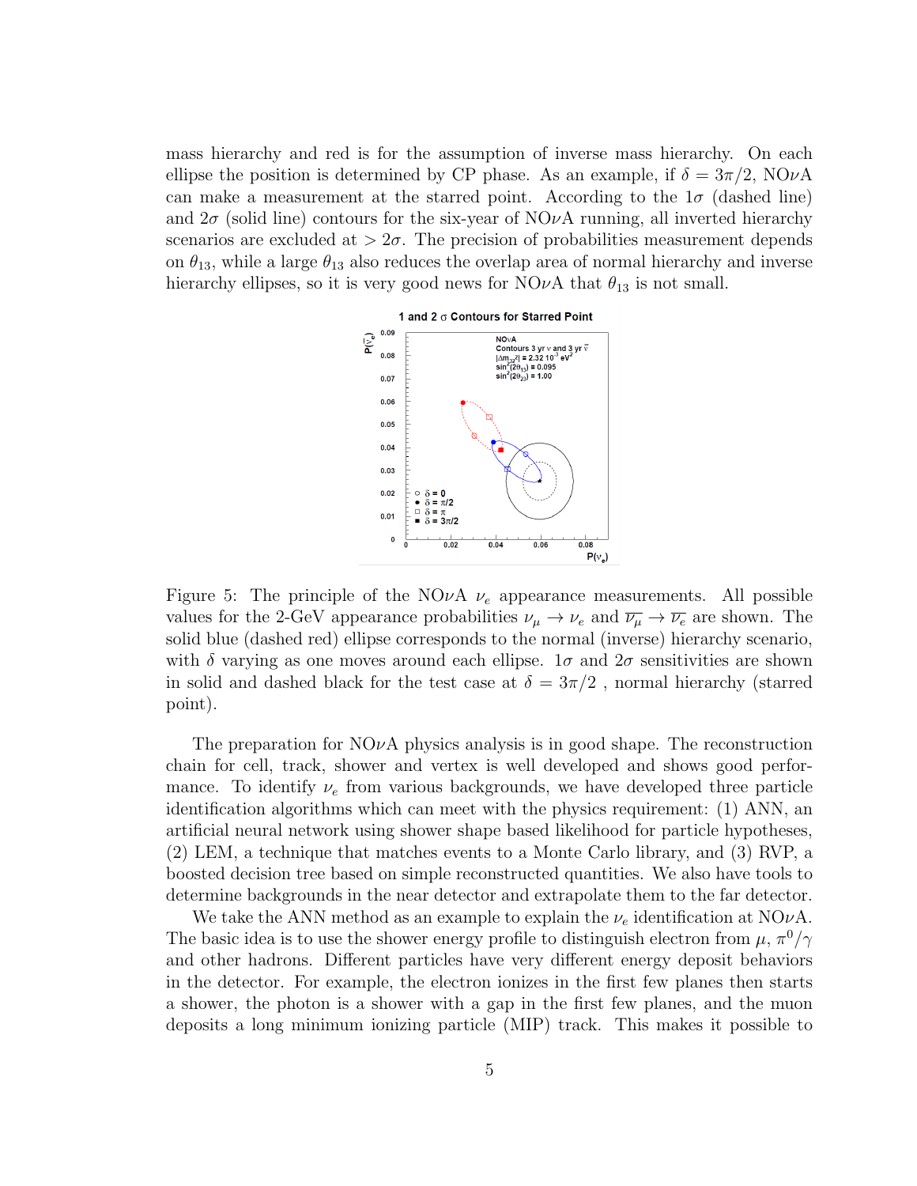mass hierarchy and red is for the assumption of inverse mass hierarchy. On each ellipse the position is determined by CP phase. As an example, if $\delta = 3\pi/2$, NO$\nu$A can make a measurement at the starred point. According to the $1\sigma$ (dashed line) and $2\sigma$ (solid line) contours for the six-year of NO$\nu$A running, all inverted hierarchy scenarios are excluded at $> 2\sigma$. The precision of probabilities measurement depends on $\theta_{13}$, while a large $\theta_{13}$ also reduces the overlap area of normal hierarchy and inverse hierarchy ellipses, so it is very good news for NO$\nu$A that $\theta_{13}$ is not small.

Figure 5: The principle of the NO$\nu$A $\nu_e$ appearance measurements. All possible values for the 2-GeV appearance probabilities $\nu_\mu \to \nu_e$ and $\overline{\nu_\mu} \to \overline{\nu_e}$ are shown. The solid blue (dashed red) ellipse corresponds to the normal (inverse) hierarchy scenario, with $\delta$ varying as one moves around each ellipse. $1\sigma$ and $2\sigma$ sensitivities are shown in solid and dashed black for the test case at $\delta = 3\pi/2$ , normal hierarchy (starred point).

The preparation for NO$\nu$A physics analysis is in good shape. The reconstruction chain for cell, track, shower and vertex is well developed and shows good performance. To identify $\nu_e$ from various backgrounds, we have developed three particle identification algorithms which can meet with the physics requirement: (1) ANN, an artificial neural network using shower shape based likelihood for particle hypotheses, (2) LEM, a technique that matches events to a Monte Carlo library, and (3) RVP, a boosted decision tree based on simple reconstructed quantities. We also have tools to determine backgrounds in the near detector and extrapolate them to the far detector.

We take the ANN method as an example to explain the $\nu_e$ identification at NO$\nu$A. The basic idea is to use the shower energy profile to distinguish electron from $\mu$, $\pi^0/\gamma$ and other hadrons. Different particles have very different energy deposit behaviors in the detector. For example, the electron ionizes in the first few planes then starts a shower, the photon is a shower with a gap in the first few planes, and the muon deposits a long minimum ionizing particle (MIP) track. This makes it possible to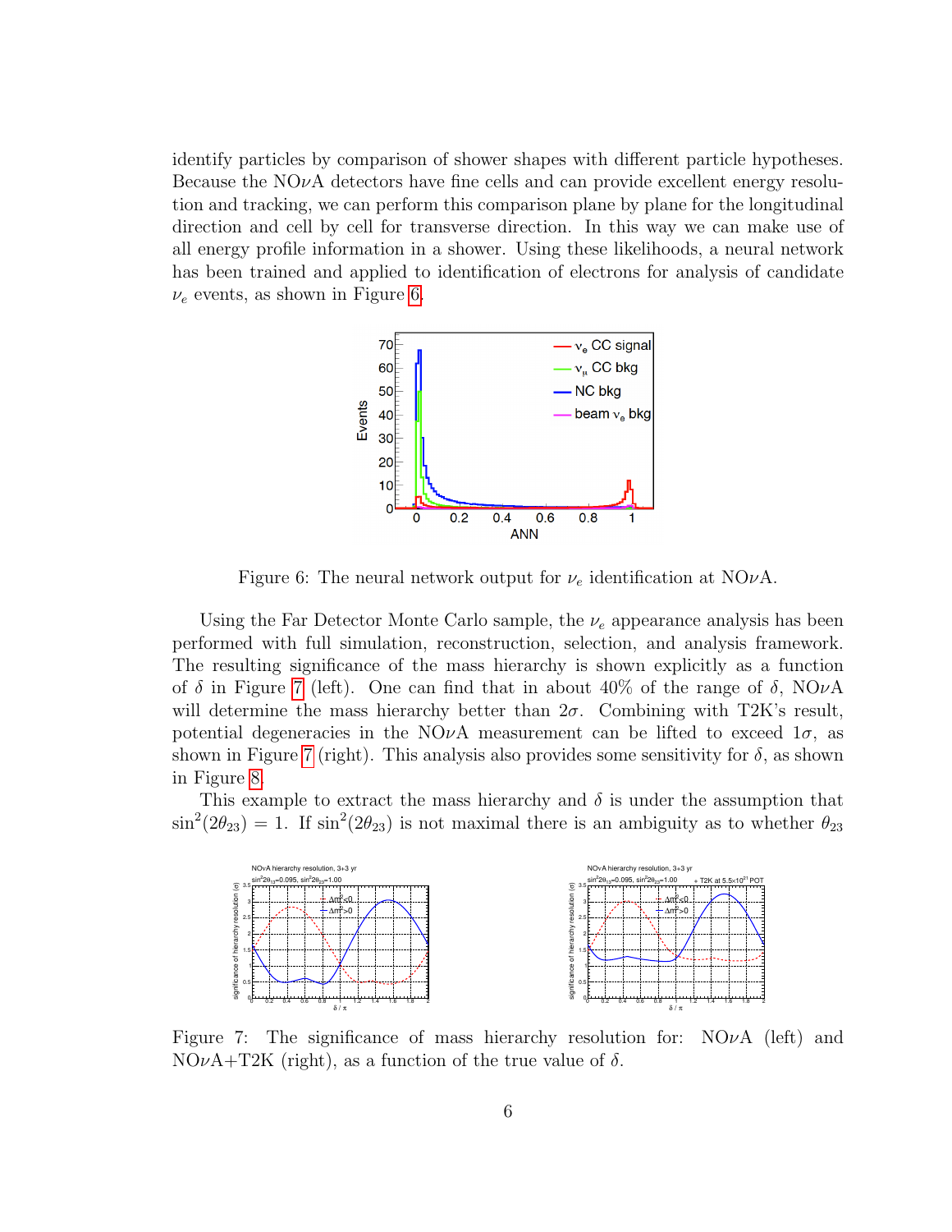identify particles by comparison of shower shapes with different particle hypotheses. Because the NO$\nu$A detectors have fine cells and can provide excellent energy resolution and tracking, we can perform this comparison plane by plane for the longitudinal direction and cell by cell for transverse direction. In this way we can make use of all energy profile information in a shower. Using these likelihoods, a neural network has been trained and applied to identification of electrons for analysis of candidate $\nu_e$ events, as shown in Figure 6.

Figure 6: The neural network output for $\nu_e$ identification at NO$\nu$A.

Using the Far Detector Monte Carlo sample, the $\nu_e$ appearance analysis has been performed with full simulation, reconstruction, selection, and analysis framework. The resulting significance of the mass hierarchy is shown explicitly as a function of $\delta$ in Figure 7 (left). One can find that in about 40% of the range of $\delta$, NO$\nu$A will determine the mass hierarchy better than $2\sigma$. Combining with T2K's result, potential degeneracies in the NO$\nu$A measurement can be lifted to exceed $1\sigma$, as shown in Figure 7 (right). This analysis also provides some sensitivity for $\delta$, as shown in Figure 8.

This example to extract the mass hierarchy and $\delta$ is under the assumption that $\sin^2(2\theta_{23}) = 1$. If $\sin^2(2\theta_{23})$ is not maximal there is an ambiguity as to whether $\theta_{23}$

Figure 7: The significance of mass hierarchy resolution for: NO$\nu$A (left) and NO$\nu$A+T2K (right), as a function of the true value of $\delta$.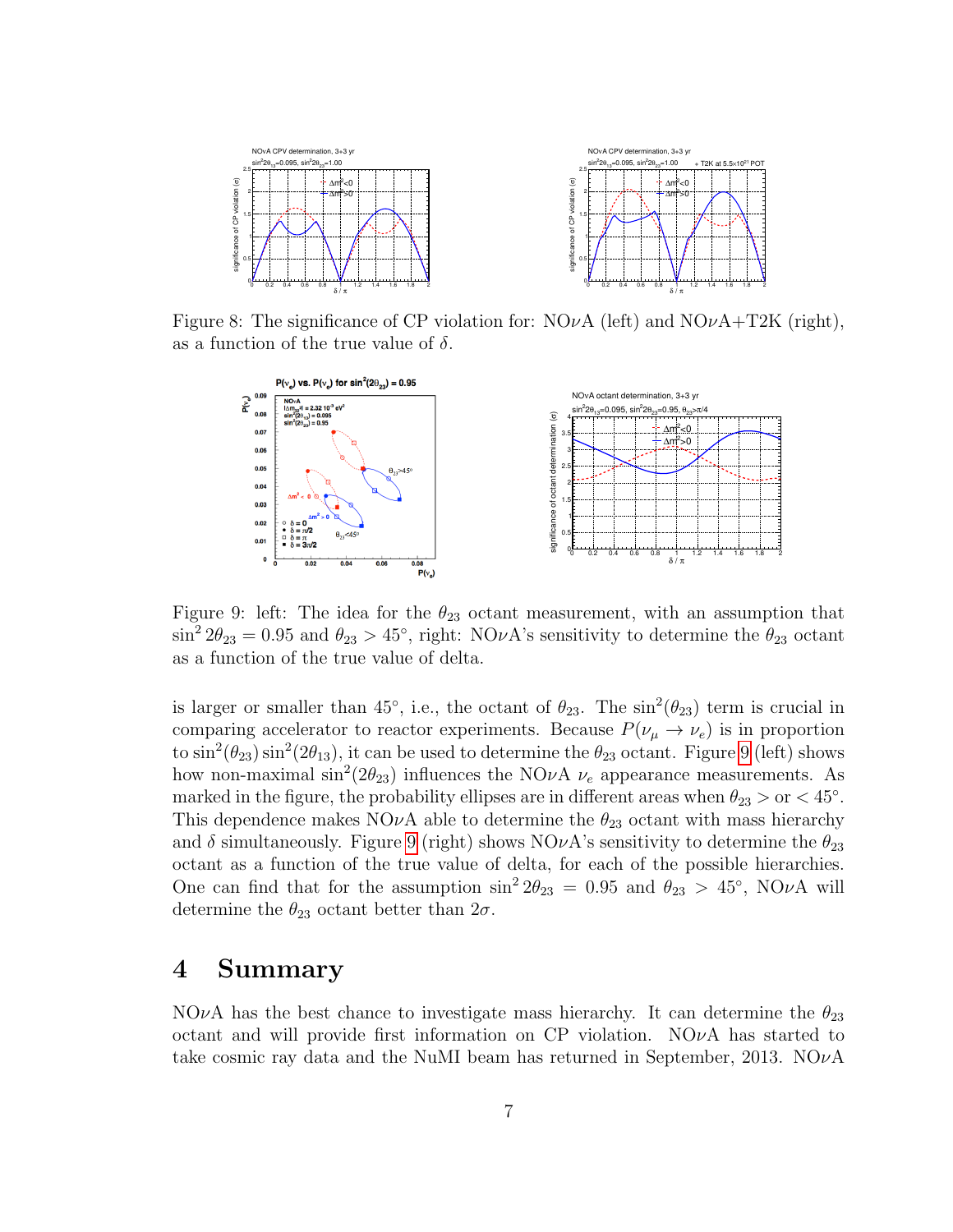Figure 8: The significance of CP violation for: NO$\nu$A (left) and NO$\nu$A+T2K (right), as a function of the true value of $\delta$.

Figure 9: left: The idea for the $\theta_{23}$ octant measurement, with an assumption that $\sin^2 2\theta_{23} = 0.95$ and $\theta_{23} > 45°$, right: NO$\nu$A's sensitivity to determine the $\theta_{23}$ octant as a function of the true value of delta.

is larger or smaller than 45°, i.e., the octant of $\theta_{23}$. The $\sin^2(\theta_{23})$ term is crucial in comparing accelerator to reactor experiments. Because $P(\nu_\mu \to \nu_e)$ is in proportion to $\sin^2(\theta_{23}) \sin^2(2\theta_{13})$, it can be used to determine the $\theta_{23}$ octant. Figure 9 (left) shows how non-maximal $\sin^2(2\theta_{23})$ influences the NO$\nu$A $\nu_e$ appearance measurements. As marked in the figure, the probability ellipses are in different areas when $\theta_{23} >$ or $< 45°$. This dependence makes NO$\nu$A able to determine the $\theta_{23}$ octant with mass hierarchy and $\delta$ simultaneously. Figure 9 (right) shows NO$\nu$A's sensitivity to determine the $\theta_{23}$ octant as a function of the true value of delta, for each of the possible hierarchies. One can find that for the assumption $\sin^2 2\theta_{23} = 0.95$ and $\theta_{23} > 45°$, NO$\nu$A will determine the $\theta_{23}$ octant better than $2\sigma$.

# 4 Summary

NO$\nu$A has the best chance to investigate mass hierarchy. It can determine the $\theta_{23}$ octant and will provide first information on CP violation. NO$\nu$A has started to take cosmic ray data and the NuMI beam has returned in September, 2013. NO$\nu$A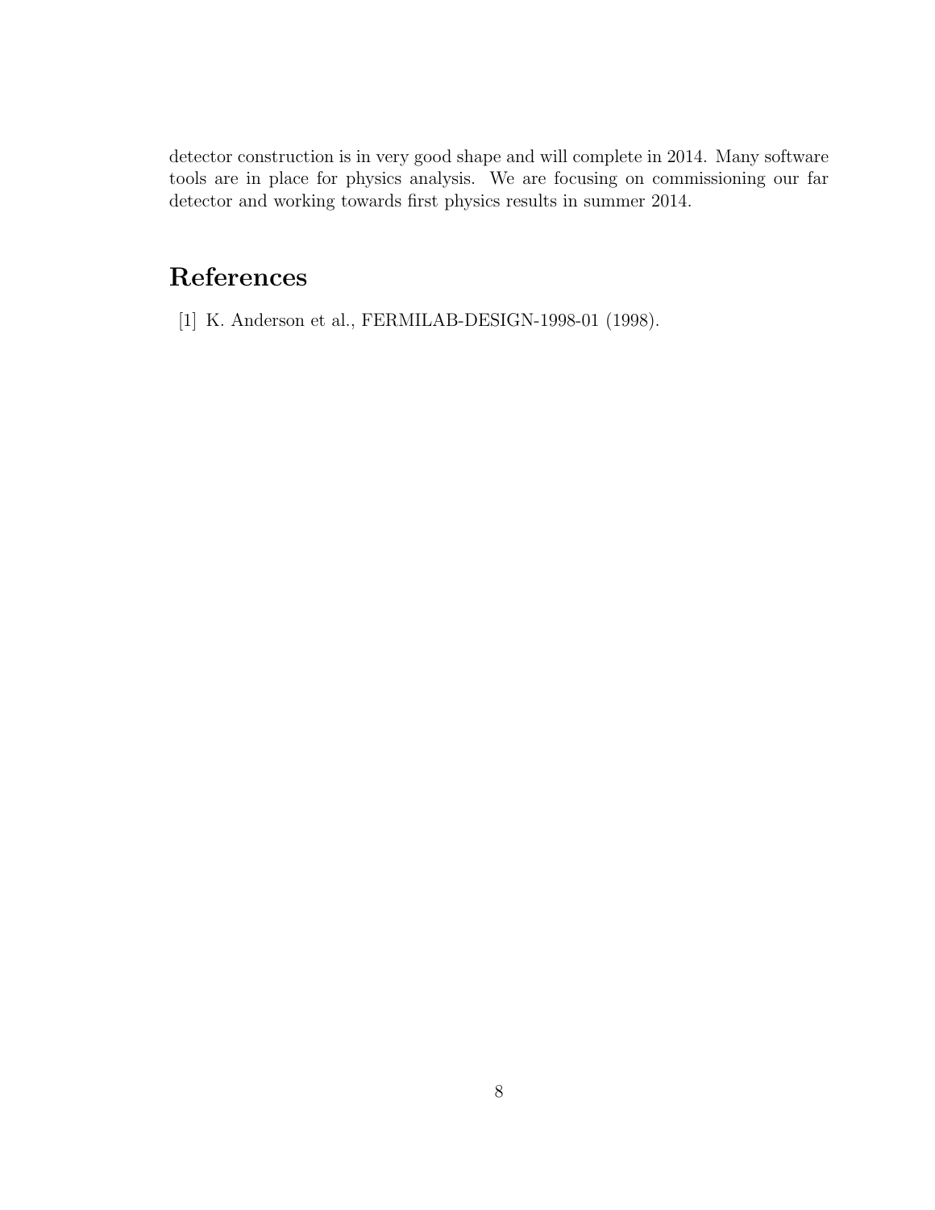detector construction is in very good shape and will complete in 2014. Many software tools are in place for physics analysis. We are focusing on commissioning our far detector and working towards first physics results in summer 2014.

# References

[1] K. Anderson et al., FERMILAB-DESIGN-1998-01 (1998).